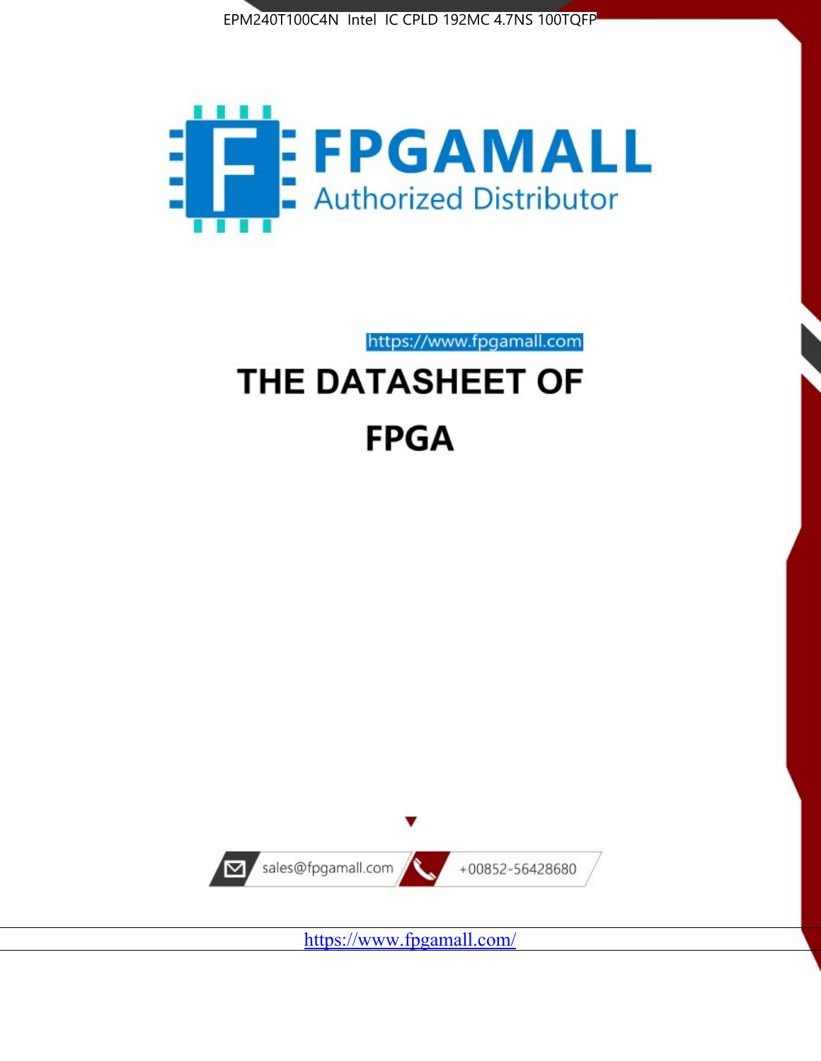EPM240T100C4N Intel IC CPLD 192MC 4.7NS 100TQFP

FPGAMALL

Authorized Distributor

https://www.fpgamall.com

# THE DATASHEET OF

# FPGA

sales@fpgamall.com

+00852-56428680

https://www.fpgamall.com/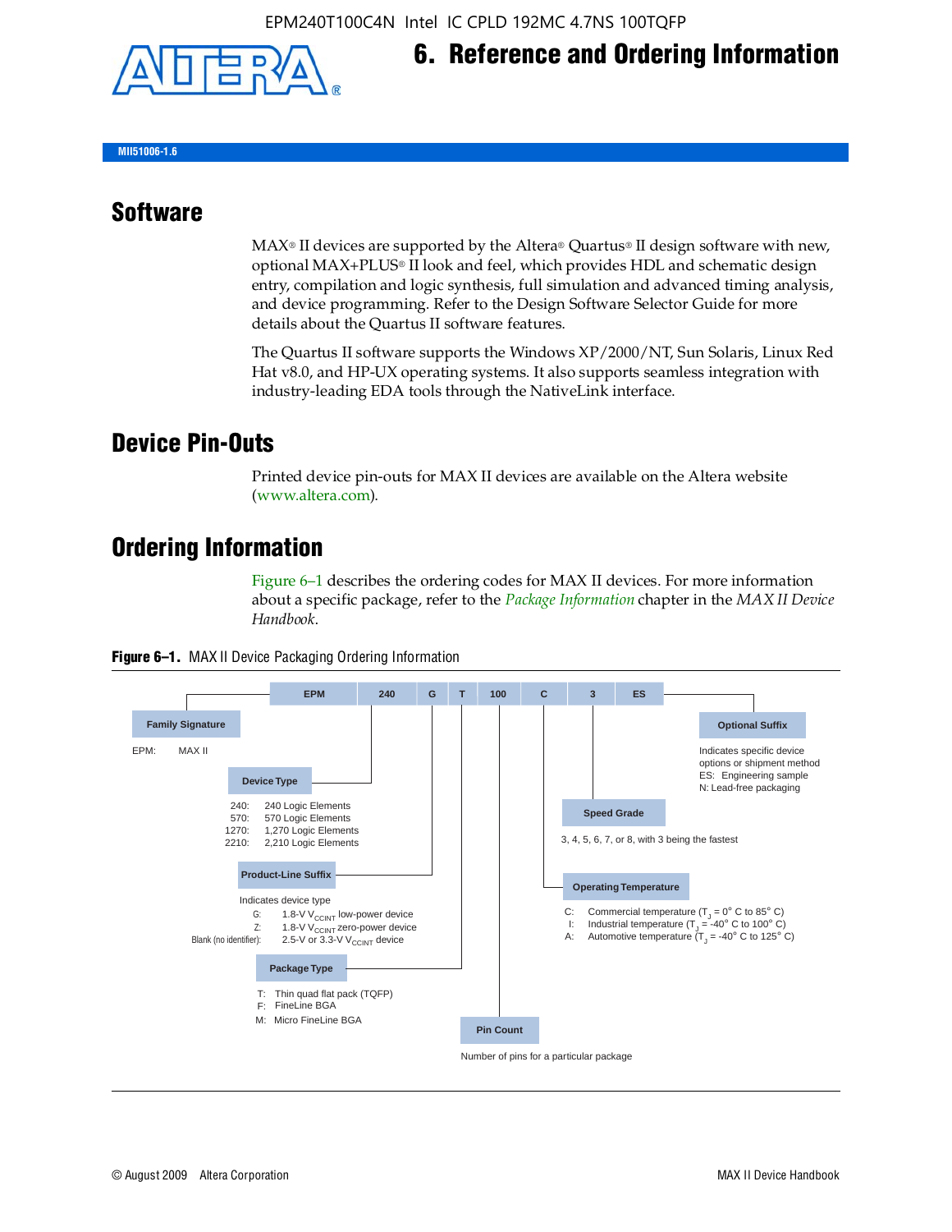# 6. Reference and Ordering Information

MII51006-1.6

## Software

MAX® II devices are supported by the Altera® Quartus® II design software with new, optional MAX+PLUS® II look and feel, which provides HDL and schematic design entry, compilation and logic synthesis, full simulation and advanced timing analysis, and device programming. Refer to the Design Software Selector Guide for more details about the Quartus II software features.

The Quartus II software supports the Windows XP/2000/NT, Sun Solaris, Linux Red Hat v8.0, and HP-UX operating systems. It also supports seamless integration with industry-leading EDA tools through the NativeLink interface.

## Device Pin-Outs

Printed device pin-outs for MAX II devices are available on the Altera website (www.altera.com).

## Ordering Information

Figure 6–1 describes the ordering codes for MAX II devices. For more information about a specific package, refer to the *Package Information* chapter in the *MAX II Device Handbook*.

**Figure 6–1.** MAX II Device Packaging Ordering Information

| EPM | 240 | G | T | 100 | C | 3 | ES |
|---|---|---|---|---|---|---|---|

**Family Signature**

EPM: MAX II

**Device Type**

- 240: 240 Logic Elements
- 570: 570 Logic Elements
- 1270: 1,270 Logic Elements
- 2210: 2,210 Logic Elements

**Product-Line Suffix**

Indicates device type

- G: 1.8-V $V_{CCINT}$ low-power device
- Z: 1.8-V $V_{CCINT}$ zero-power device
- Blank (no identifier): 2.5-V or 3.3-V $V_{CCINT}$ device

**Package Type**

- T: Thin quad flat pack (TQFP)
- F: FineLine BGA
- M: Micro FineLine BGA

**Pin Count**

Number of pins for a particular package

**Operating Temperature**

- C: Commercial temperature ($T_J$ = 0° C to 85° C)
- I: Industrial temperature ($T_J$ = -40° C to 100° C)
- A: Automotive temperature ($T_J$ = -40° C to 125° C)

**Speed Grade**

3, 4, 5, 6, 7, or 8, with 3 being the fastest

**Optional Suffix**

Indicates specific device options or shipment method

- ES: Engineering sample
- N: Lead-free packaging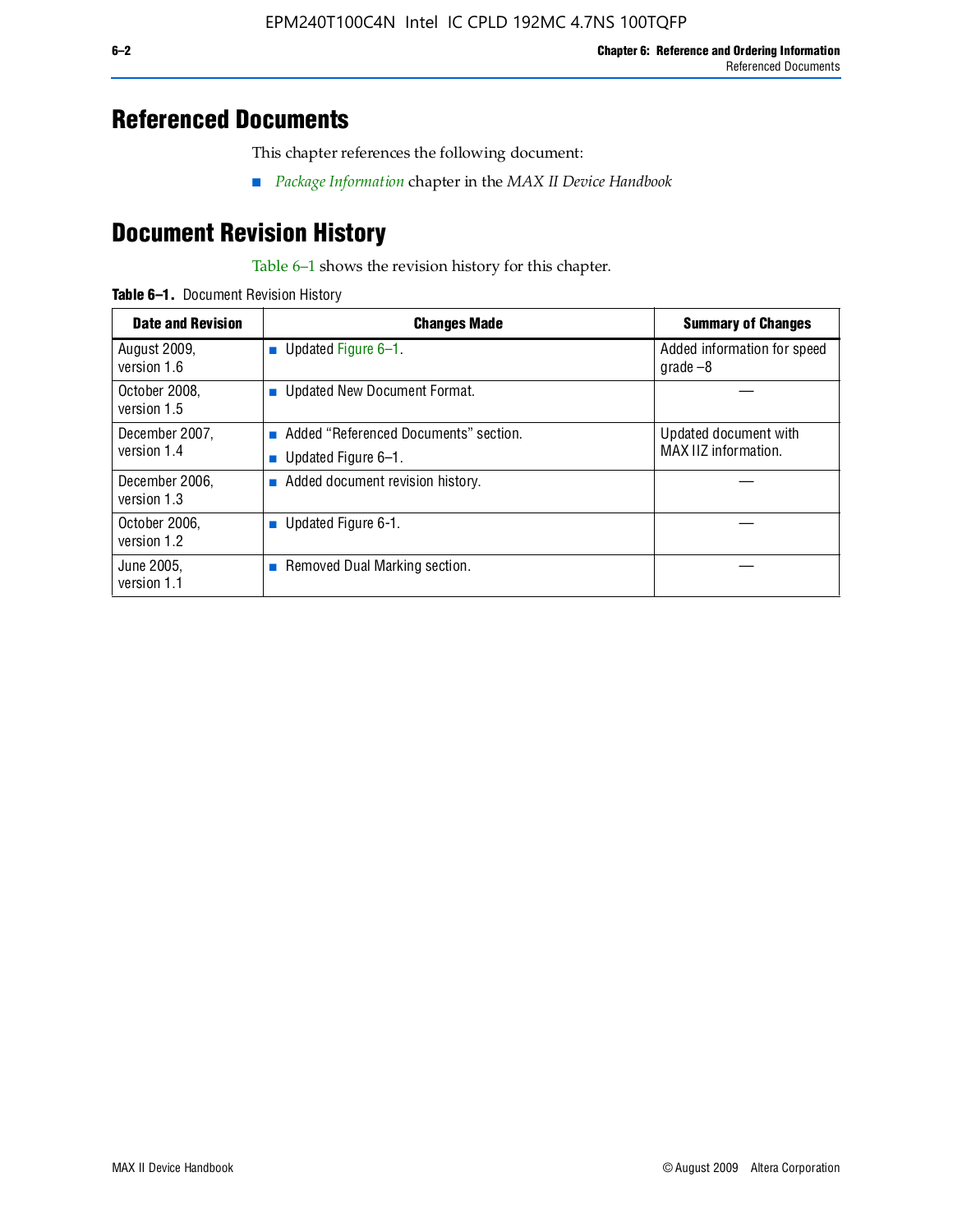# Referenced Documents

This chapter references the following document:

- *Package Information* chapter in the *MAX II Device Handbook*

# Document Revision History

Table 6–1 shows the revision history for this chapter.

**Table 6–1.** Document Revision History

| Date and Revision | Changes Made | Summary of Changes |
|---|---|---|
| August 2009, version 1.6 | ■ Updated Figure 6–1. | Added information for speed grade –8 |
| October 2008, version 1.5 | ■ Updated New Document Format. | — |
| December 2007, version 1.4 | ■ Added “Referenced Documents” section. ■ Updated Figure 6–1. | Updated document with MAX IIZ information. |
| December 2006, version 1.3 | ■ Added document revision history. | — |
| October 2006, version 1.2 | ■ Updated Figure 6-1. | — |
| June 2005, version 1.1 | ■ Removed Dual Marking section. | — |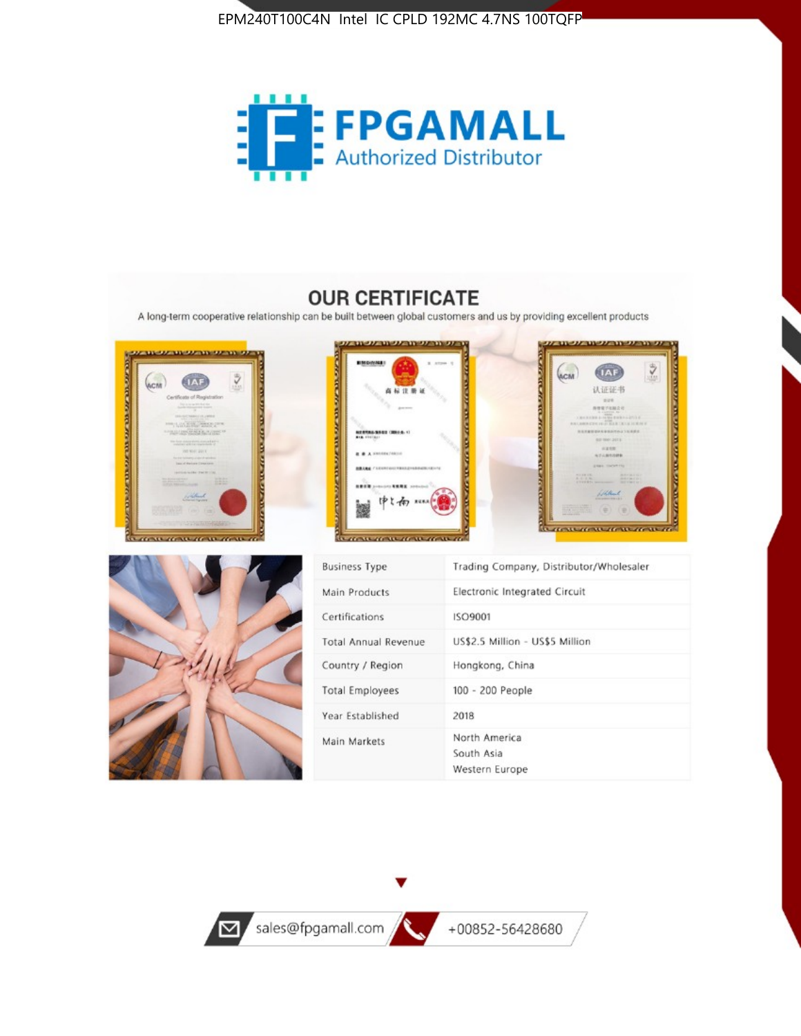FPGAMALL
Authorized Distributor

## OUR CERTIFICATE

A long-term cooperative relationship can be built between global customers and us by providing excellent products

| | |
|---|---|
| Business Type | Trading Company, Distributor/Wholesaler |
| Main Products | Electronic Integrated Circuit |
| Certifications | ISO9001 |
| Total Annual Revenue | US$2.5 Million - US$5 Million |
| Country / Region | Hongkong, China |
| Total Employees | 100 - 200 People |
| Year Established | 2018 |
| Main Markets | North America<br>South Asia<br>Western Europe |

sales@fpgamall.com

+00852-56428680